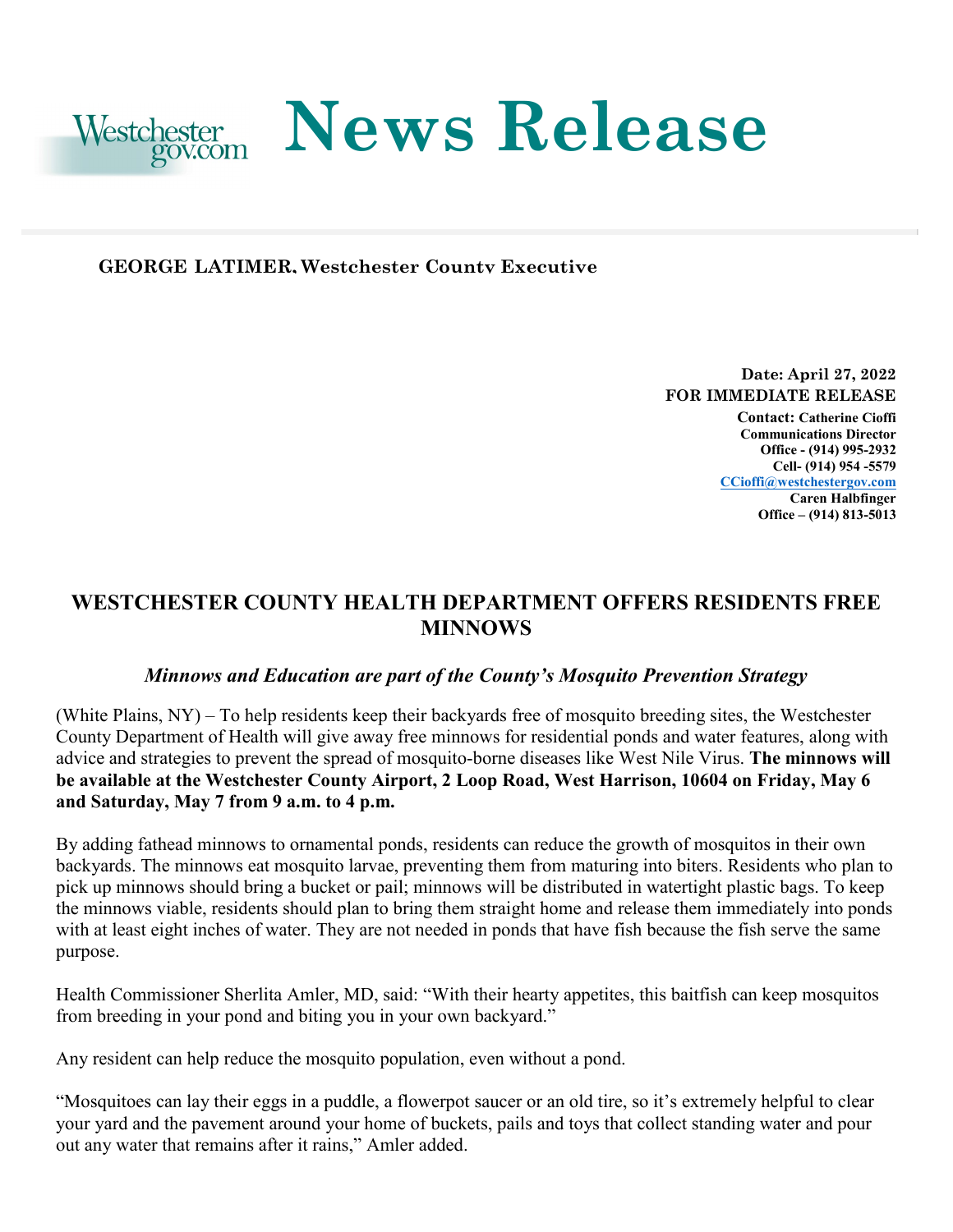# News Release

Westchester gov.com

**GEORGE LATIMER, Westchester County Executive**

**Date: April 27, 2022**
**FOR IMMEDIATE RELEASE**
**Contact: Catherine Cioffi**
**Communications Director**
**Office - (914) 995-2932**
**Cell- (914) 954 -5579**
**CCioffi@westchestergov.com**
**Caren Halbfinger**
**Office – (914) 813-5013**

## WESTCHESTER COUNTY HEALTH DEPARTMENT OFFERS RESIDENTS FREE MINNOWS

***Minnows and Education are part of the County's Mosquito Prevention Strategy***

(White Plains, NY) – To help residents keep their backyards free of mosquito breeding sites, the Westchester County Department of Health will give away free minnows for residential ponds and water features, along with advice and strategies to prevent the spread of mosquito-borne diseases like West Nile Virus. **The minnows will be available at the Westchester County Airport, 2 Loop Road, West Harrison, 10604 on Friday, May 6 and Saturday, May 7 from 9 a.m. to 4 p.m.**

By adding fathead minnows to ornamental ponds, residents can reduce the growth of mosquitos in their own backyards. The minnows eat mosquito larvae, preventing them from maturing into biters. Residents who plan to pick up minnows should bring a bucket or pail; minnows will be distributed in watertight plastic bags. To keep the minnows viable, residents should plan to bring them straight home and release them immediately into ponds with at least eight inches of water. They are not needed in ponds that have fish because the fish serve the same purpose.

Health Commissioner Sherlita Amler, MD, said: "With their hearty appetites, this baitfish can keep mosquitos from breeding in your pond and biting you in your own backyard."

Any resident can help reduce the mosquito population, even without a pond.

"Mosquitoes can lay their eggs in a puddle, a flowerpot saucer or an old tire, so it's extremely helpful to clear your yard and the pavement around your home of buckets, pails and toys that collect standing water and pour out any water that remains after it rains," Amler added.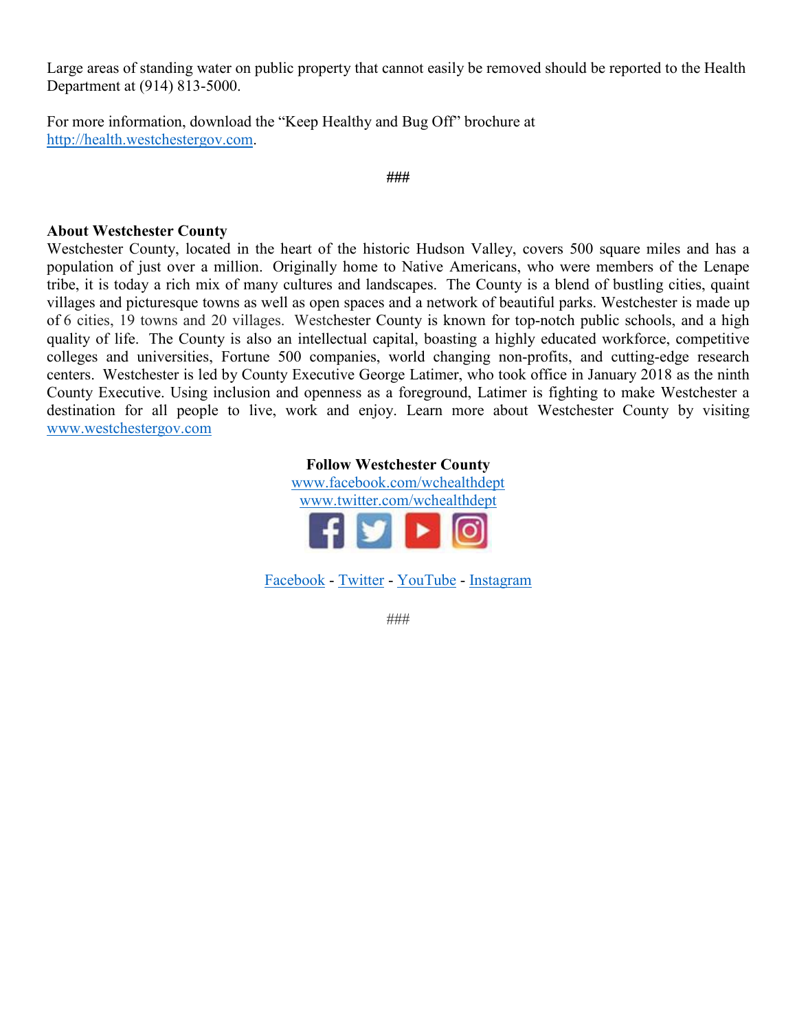Large areas of standing water on public property that cannot easily be removed should be reported to the Health Department at (914) 813-5000.

For more information, download the "Keep Healthy and Bug Off" brochure at http://health.westchestergov.com.

###

**About Westchester County**

Westchester County, located in the heart of the historic Hudson Valley, covers 500 square miles and has a population of just over a million. Originally home to Native Americans, who were members of the Lenape tribe, it is today a rich mix of many cultures and landscapes. The County is a blend of bustling cities, quaint villages and picturesque towns as well as open spaces and a network of beautiful parks. Westchester is made up of 6 cities, 19 towns and 20 villages. Westchester County is known for top-notch public schools, and a high quality of life. The County is also an intellectual capital, boasting a highly educated workforce, competitive colleges and universities, Fortune 500 companies, world changing non-profits, and cutting-edge research centers. Westchester is led by County Executive George Latimer, who took office in January 2018 as the ninth County Executive. Using inclusion and openness as a foreground, Latimer is fighting to make Westchester a destination for all people to live, work and enjoy. Learn more about Westchester County by visiting www.westchestergov.com

**Follow Westchester County**

www.facebook.com/wchealthdept

www.twitter.com/wchealthdept

Facebook - Twitter - YouTube - Instagram

###